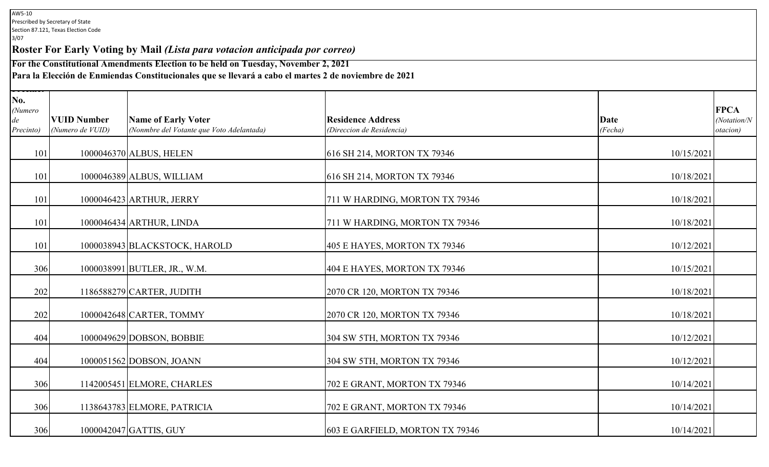AW5-10
Prescribed by Secretary of State
Section 87.121, Texas Election Code
3/07

## Roster For Early Voting by Mail *(Lista para votacion anticipada por correo)*

**For the Constitutional Amendments Election to be held on Tuesday, November 2, 2021**
**Para la Elección de Enmiendas Constitucionales que se llevará a cabo el martes 2 de noviembre de 2021**

| No. *(Numero de Precinto)* | **VUID Number** *(Numero de VUID)* | **Name of Early Voter** *(Nonmbre del Votante que Voto Adelantada)* | **Residence Address** *(Direccion de Residencia)* | **Date** *(Fecha)* | **FPCA** *(Notation/Notacion)* |
|---|---|---|---|---|---|
| 101 | 1000046370 | ALBUS, HELEN | 616 SH 214, MORTON TX 79346 | 10/15/2021 | |
| 101 | 1000046389 | ALBUS, WILLIAM | 616 SH 214, MORTON TX 79346 | 10/18/2021 | |
| 101 | 1000046423 | ARTHUR, JERRY | 711 W HARDING, MORTON TX 79346 | 10/18/2021 | |
| 101 | 1000046434 | ARTHUR, LINDA | 711 W HARDING, MORTON TX 79346 | 10/18/2021 | |
| 101 | 1000038943 | BLACKSTOCK, HAROLD | 405 E HAYES, MORTON TX 79346 | 10/12/2021 | |
| 306 | 1000038991 | BUTLER, JR., W.M. | 404 E HAYES, MORTON TX 79346 | 10/15/2021 | |
| 202 | 1186588279 | CARTER, JUDITH | 2070 CR 120, MORTON TX 79346 | 10/18/2021 | |
| 202 | 1000042648 | CARTER, TOMMY | 2070 CR 120, MORTON TX 79346 | 10/18/2021 | |
| 404 | 1000049629 | DOBSON, BOBBIE | 304 SW 5TH, MORTON TX 79346 | 10/12/2021 | |
| 404 | 1000051562 | DOBSON, JOANN | 304 SW 5TH, MORTON TX 79346 | 10/12/2021 | |
| 306 | 1142005451 | ELMORE, CHARLES | 702 E GRANT, MORTON TX 79346 | 10/14/2021 | |
| 306 | 1138643783 | ELMORE, PATRICIA | 702 E GRANT, MORTON TX 79346 | 10/14/2021 | |
| 306 | 1000042047 | GATTIS, GUY | 603 E GARFIELD, MORTON TX 79346 | 10/14/2021 | |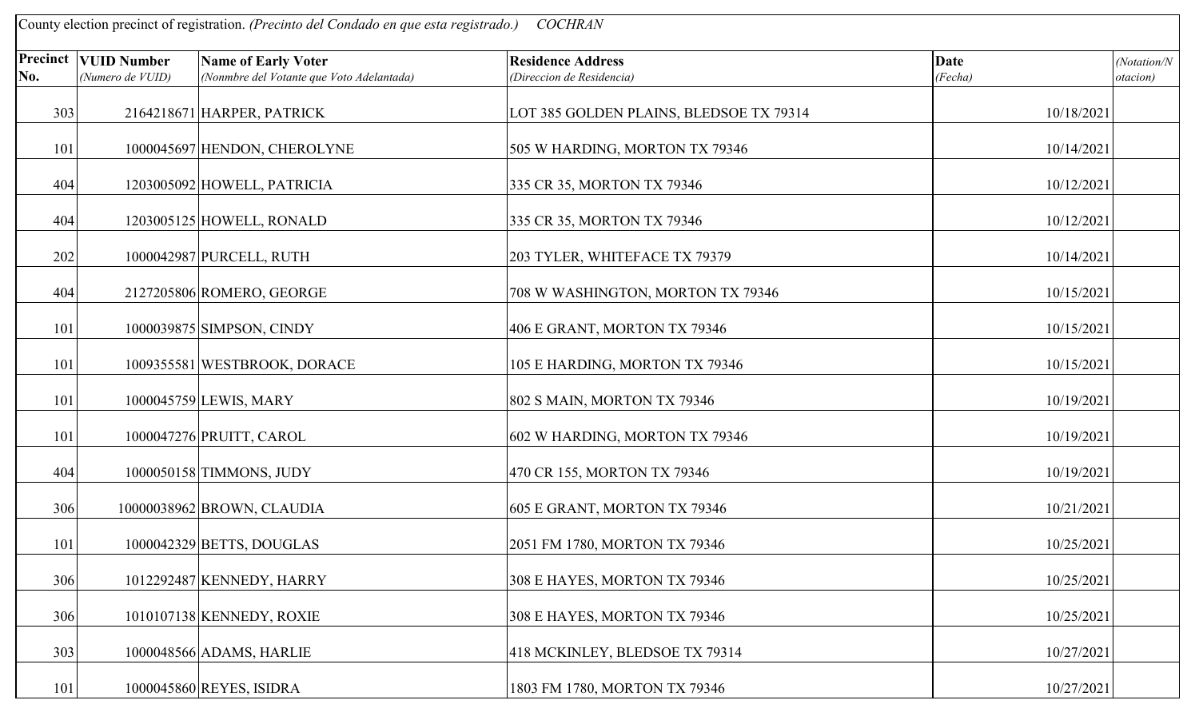County election precinct of registration. *(Precinto del Condado en que esta registrado.)* *COCHRAN*

| **Precinct No.** | **VUID Number** *(Numero de VUID)* | **Name of Early Voter** *(Nonmbre del Votante que Voto Adelantada)* | **Residence Address** *(Direccion de Residencia)* | **Date** *(Fecha)* | *(Notation/Notacion)* |
|---|---|---|---|---|---|
| 303 | 2164218671 | HARPER, PATRICK | LOT 385 GOLDEN PLAINS, BLEDSOE TX 79314 | 10/18/2021 | |
| 101 | 1000045697 | HENDON, CHEROLYNE | 505 W HARDING, MORTON TX 79346 | 10/14/2021 | |
| 404 | 1203005092 | HOWELL, PATRICIA | 335 CR 35, MORTON TX 79346 | 10/12/2021 | |
| 404 | 1203005125 | HOWELL, RONALD | 335 CR 35, MORTON TX 79346 | 10/12/2021 | |
| 202 | 1000042987 | PURCELL, RUTH | 203 TYLER, WHITEFACE TX 79379 | 10/14/2021 | |
| 404 | 2127205806 | ROMERO, GEORGE | 708 W WASHINGTON, MORTON TX 79346 | 10/15/2021 | |
| 101 | 1000039875 | SIMPSON, CINDY | 406 E GRANT, MORTON TX 79346 | 10/15/2021 | |
| 101 | 1009355581 | WESTBROOK, DORACE | 105 E HARDING, MORTON TX 79346 | 10/15/2021 | |
| 101 | 1000045759 | LEWIS, MARY | 802 S MAIN, MORTON TX 79346 | 10/19/2021 | |
| 101 | 1000047276 | PRUITT, CAROL | 602 W HARDING, MORTON TX 79346 | 10/19/2021 | |
| 404 | 1000050158 | TIMMONS, JUDY | 470 CR 155, MORTON TX 79346 | 10/19/2021 | |
| 306 | 10000038962 | BROWN, CLAUDIA | 605 E GRANT, MORTON TX 79346 | 10/21/2021 | |
| 101 | 1000042329 | BETTS, DOUGLAS | 2051 FM 1780, MORTON TX 79346 | 10/25/2021 | |
| 306 | 1012292487 | KENNEDY, HARRY | 308 E HAYES, MORTON TX 79346 | 10/25/2021 | |
| 306 | 1010107138 | KENNEDY, ROXIE | 308 E HAYES, MORTON TX 79346 | 10/25/2021 | |
| 303 | 1000048566 | ADAMS, HARLIE | 418 MCKINLEY, BLEDSOE TX 79314 | 10/27/2021 | |
| 101 | 1000045860 | REYES, ISIDRA | 1803 FM 1780, MORTON TX 79346 | 10/27/2021 | |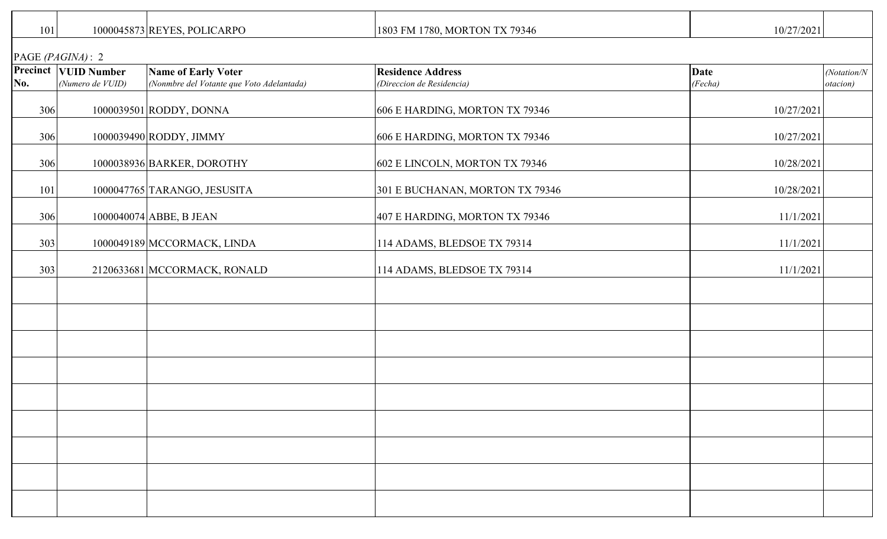| 101 | 1000045873 | REYES, POLICARPO | 1803 FM 1780, MORTON TX 79346 | 10/27/2021 | |
|---|---|---|---|---|---|

PAGE *(PAGINA)*: 2

| **Precinct No.** | **VUID Number** *(Numero de VUID)* | **Name of Early Voter** *(Nonmbre del Votante que Voto Adelantada)* | **Residence Address** *(Direccion de Residencia)* | **Date** *(Fecha)* | *(Notation/Notacion)* |
|---|---|---|---|---|---|
| 306 | 1000039501 | RODDY, DONNA | 606 E HARDING, MORTON TX 79346 | 10/27/2021 | |
| 306 | 1000039490 | RODDY, JIMMY | 606 E HARDING, MORTON TX 79346 | 10/27/2021 | |
| 306 | 1000038936 | BARKER, DOROTHY | 602 E LINCOLN, MORTON TX 79346 | 10/28/2021 | |
| 101 | 1000047765 | TARANGO, JESUSITA | 301 E BUCHANAN, MORTON TX 79346 | 10/28/2021 | |
| 306 | 1000040074 | ABBE, B JEAN | 407 E HARDING, MORTON TX 79346 | 11/1/2021 | |
| 303 | 1000049189 | MCCORMACK, LINDA | 114 ADAMS, BLEDSOE TX 79314 | 11/1/2021 | |
| 303 | 2120633681 | MCCORMACK, RONALD | 114 ADAMS, BLEDSOE TX 79314 | 11/1/2021 | |
| | | | | | |
| | | | | | |
| | | | | | |
| | | | | | |
| | | | | | |
| | | | | | |
| | | | | | |
| | | | | | |
| | | | | | |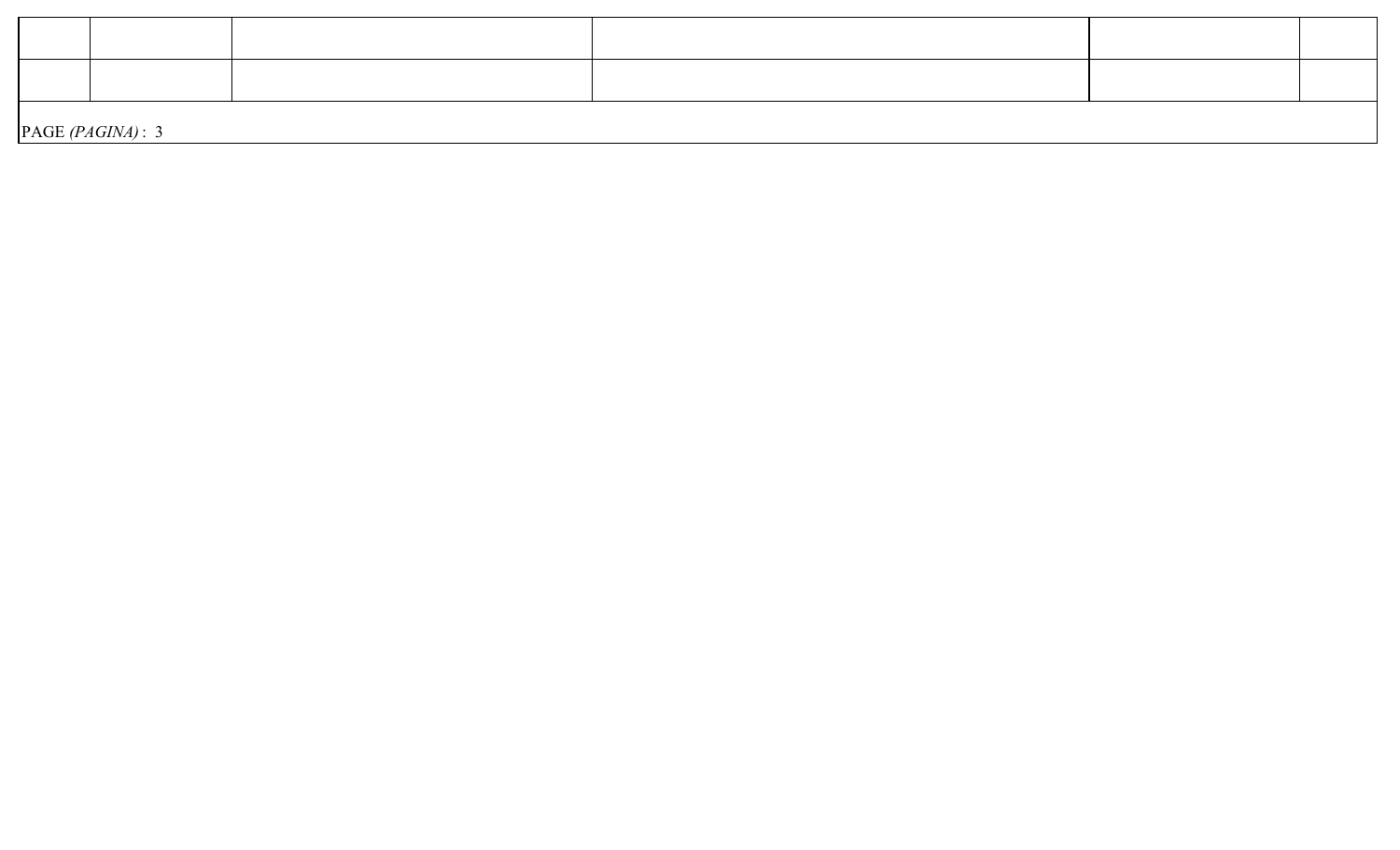| | | | | | |
|---|---|---|---|---|---|
| | | | | | |
| | | | | | |
| PAGE *(PAGINA)* : 3 | | | | | |